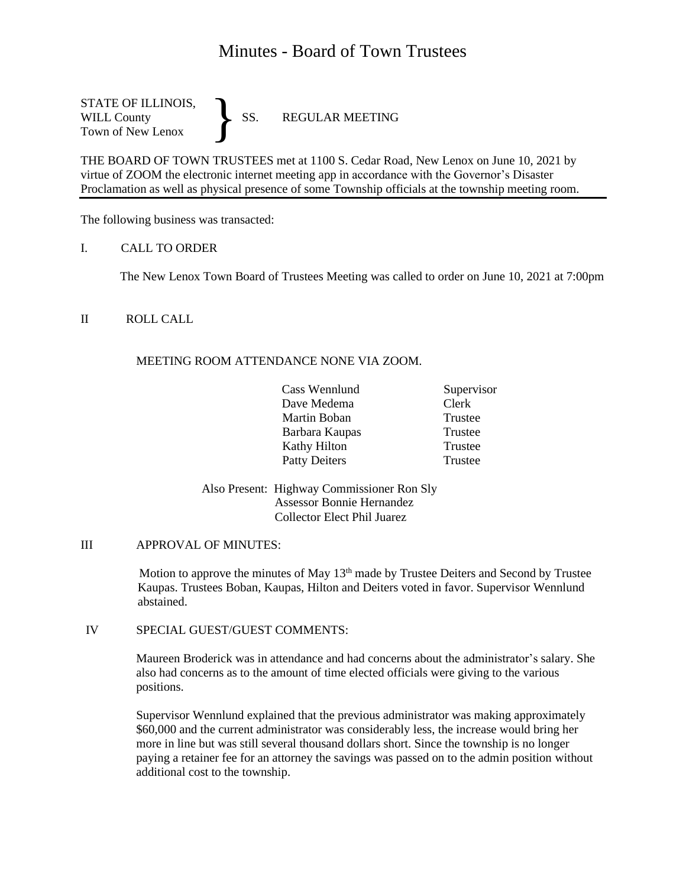# Minutes - Board of Town Trustees

STATE OF ILLINOIS,
WILL County
Town of New Lenox

} SS. REGULAR MEETING

THE BOARD OF TOWN TRUSTEES met at 1100 S. Cedar Road, New Lenox on June 10, 2021 by virtue of ZOOM the electronic internet meeting app in accordance with the Governor's Disaster Proclamation as well as physical presence of some Township officials at the township meeting room.

---

The following business was transacted:

I. CALL TO ORDER

The New Lenox Town Board of Trustees Meeting was called to order on June 10, 2021 at 7:00pm

II ROLL CALL

MEETING ROOM ATTENDANCE NONE VIA ZOOM.

| | |
|---|---|
| Cass Wennlund | Supervisor |
| Dave Medema | Clerk |
| Martin Boban | Trustee |
| Barbara Kaupas | Trustee |
| Kathy Hilton | Trustee |
| Patty Deiters | Trustee |

Also Present: Highway Commissioner Ron Sly
Assessor Bonnie Hernandez
Collector Elect Phil Juarez

III APPROVAL OF MINUTES:

Motion to approve the minutes of May 13th made by Trustee Deiters and Second by Trustee Kaupas. Trustees Boban, Kaupas, Hilton and Deiters voted in favor. Supervisor Wennlund abstained.

IV SPECIAL GUEST/GUEST COMMENTS:

Maureen Broderick was in attendance and had concerns about the administrator's salary. She also had concerns as to the amount of time elected officials were giving to the various positions.

Supervisor Wennlund explained that the previous administrator was making approximately $60,000 and the current administrator was considerably less, the increase would bring her more in line but was still several thousand dollars short. Since the township is no longer paying a retainer fee for an attorney the savings was passed on to the admin position without additional cost to the township.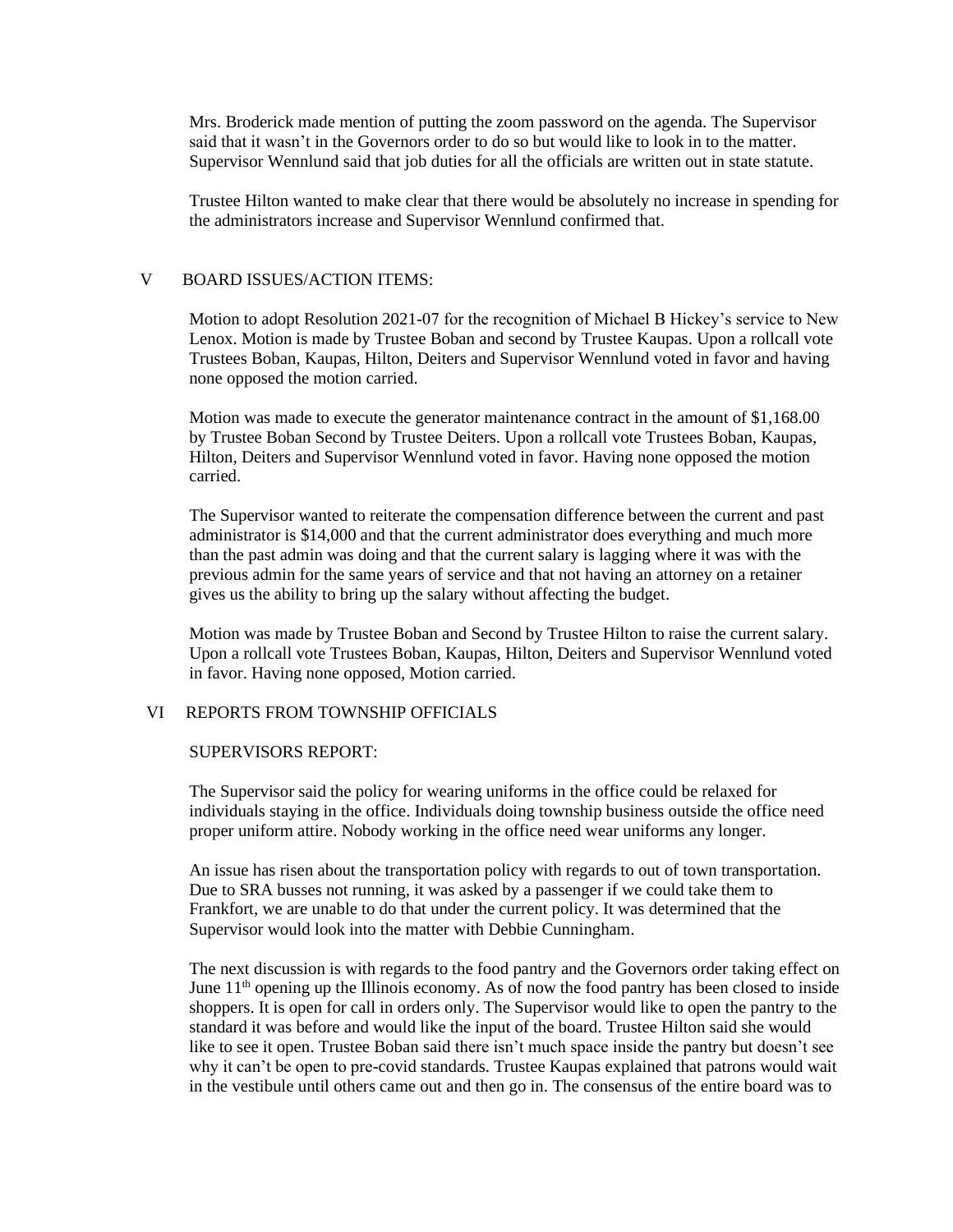Mrs. Broderick made mention of putting the zoom password on the agenda. The Supervisor said that it wasn't in the Governors order to do so but would like to look in to the matter. Supervisor Wennlund said that job duties for all the officials are written out in state statute.

Trustee Hilton wanted to make clear that there would be absolutely no increase in spending for the administrators increase and Supervisor Wennlund confirmed that.

## V BOARD ISSUES/ACTION ITEMS:

Motion to adopt Resolution 2021-07 for the recognition of Michael B Hickey's service to New Lenox. Motion is made by Trustee Boban and second by Trustee Kaupas. Upon a rollcall vote Trustees Boban, Kaupas, Hilton, Deiters and Supervisor Wennlund voted in favor and having none opposed the motion carried.

Motion was made to execute the generator maintenance contract in the amount of $1,168.00 by Trustee Boban Second by Trustee Deiters. Upon a rollcall vote Trustees Boban, Kaupas, Hilton, Deiters and Supervisor Wennlund voted in favor. Having none opposed the motion carried.

The Supervisor wanted to reiterate the compensation difference between the current and past administrator is $14,000 and that the current administrator does everything and much more than the past admin was doing and that the current salary is lagging where it was with the previous admin for the same years of service and that not having an attorney on a retainer gives us the ability to bring up the salary without affecting the budget.

Motion was made by Trustee Boban and Second by Trustee Hilton to raise the current salary. Upon a rollcall vote Trustees Boban, Kaupas, Hilton, Deiters and Supervisor Wennlund voted in favor. Having none opposed, Motion carried.

## VI REPORTS FROM TOWNSHIP OFFICIALS

SUPERVISORS REPORT:

The Supervisor said the policy for wearing uniforms in the office could be relaxed for individuals staying in the office. Individuals doing township business outside the office need proper uniform attire. Nobody working in the office need wear uniforms any longer.

An issue has risen about the transportation policy with regards to out of town transportation. Due to SRA busses not running, it was asked by a passenger if we could take them to Frankfort, we are unable to do that under the current policy. It was determined that the Supervisor would look into the matter with Debbie Cunningham.

The next discussion is with regards to the food pantry and the Governors order taking effect on June 11th opening up the Illinois economy. As of now the food pantry has been closed to inside shoppers. It is open for call in orders only. The Supervisor would like to open the pantry to the standard it was before and would like the input of the board. Trustee Hilton said she would like to see it open. Trustee Boban said there isn't much space inside the pantry but doesn't see why it can't be open to pre-covid standards. Trustee Kaupas explained that patrons would wait in the vestibule until others came out and then go in. The consensus of the entire board was to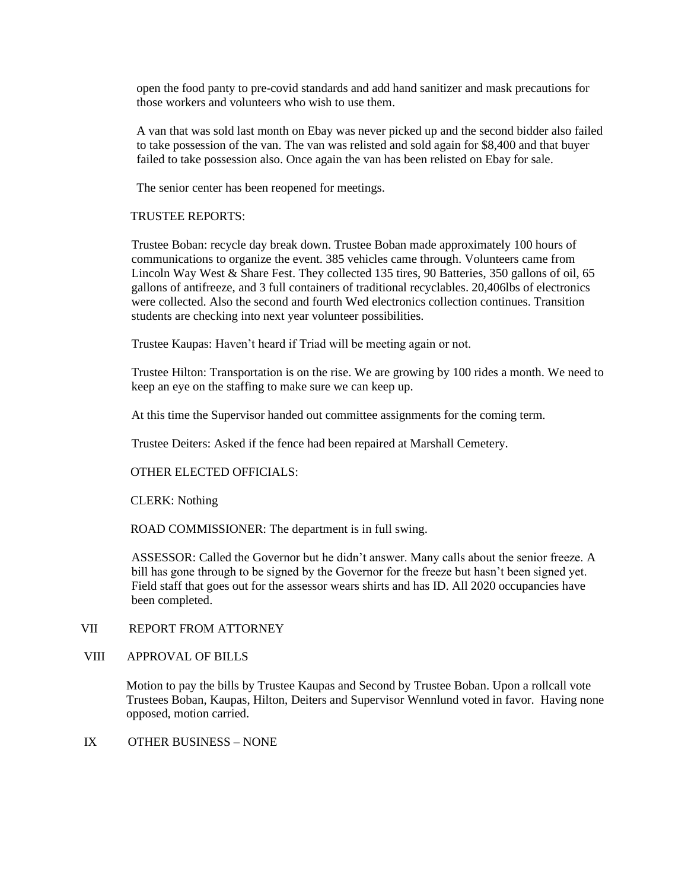open the food panty to pre-covid standards and add hand sanitizer and mask precautions for those workers and volunteers who wish to use them.

A van that was sold last month on Ebay was never picked up and the second bidder also failed to take possession of the van. The van was relisted and sold again for $8,400 and that buyer failed to take possession also. Once again the van has been relisted on Ebay for sale.

The senior center has been reopened for meetings.

TRUSTEE REPORTS:

Trustee Boban: recycle day break down. Trustee Boban made approximately 100 hours of communications to organize the event. 385 vehicles came through. Volunteers came from Lincoln Way West & Share Fest. They collected 135 tires, 90 Batteries, 350 gallons of oil, 65 gallons of antifreeze, and 3 full containers of traditional recyclables. 20,406lbs of electronics were collected. Also the second and fourth Wed electronics collection continues. Transition students are checking into next year volunteer possibilities.

Trustee Kaupas: Haven't heard if Triad will be meeting again or not.

Trustee Hilton: Transportation is on the rise. We are growing by 100 rides a month. We need to keep an eye on the staffing to make sure we can keep up.

At this time the Supervisor handed out committee assignments for the coming term.

Trustee Deiters: Asked if the fence had been repaired at Marshall Cemetery.

OTHER ELECTED OFFICIALS:

CLERK: Nothing

ROAD COMMISSIONER: The department is in full swing.

ASSESSOR: Called the Governor but he didn't answer. Many calls about the senior freeze. A bill has gone through to be signed by the Governor for the freeze but hasn't been signed yet. Field staff that goes out for the assessor wears shirts and has ID. All 2020 occupancies have been completed.

VII REPORT FROM ATTORNEY

VIII APPROVAL OF BILLS

Motion to pay the bills by Trustee Kaupas and Second by Trustee Boban. Upon a rollcall vote Trustees Boban, Kaupas, Hilton, Deiters and Supervisor Wennlund voted in favor. Having none opposed, motion carried.

IX OTHER BUSINESS – NONE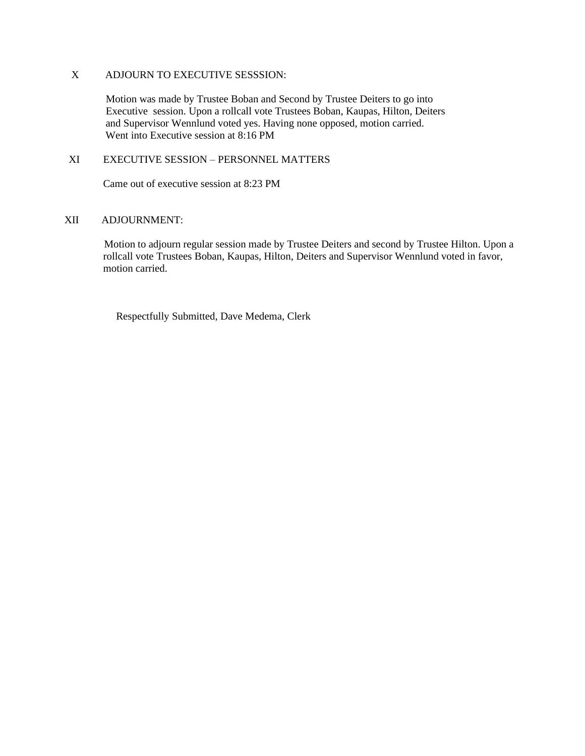## X ADJOURN TO EXECUTIVE SESSSION:

Motion was made by Trustee Boban and Second by Trustee Deiters to go into Executive session. Upon a rollcall vote Trustees Boban, Kaupas, Hilton, Deiters and Supervisor Wennlund voted yes. Having none opposed, motion carried. Went into Executive session at 8:16 PM

## XI EXECUTIVE SESSION – PERSONNEL MATTERS

Came out of executive session at 8:23 PM

## XII ADJOURNMENT:

Motion to adjourn regular session made by Trustee Deiters and second by Trustee Hilton. Upon a rollcall vote Trustees Boban, Kaupas, Hilton, Deiters and Supervisor Wennlund voted in favor, motion carried.

Respectfully Submitted, Dave Medema, Clerk